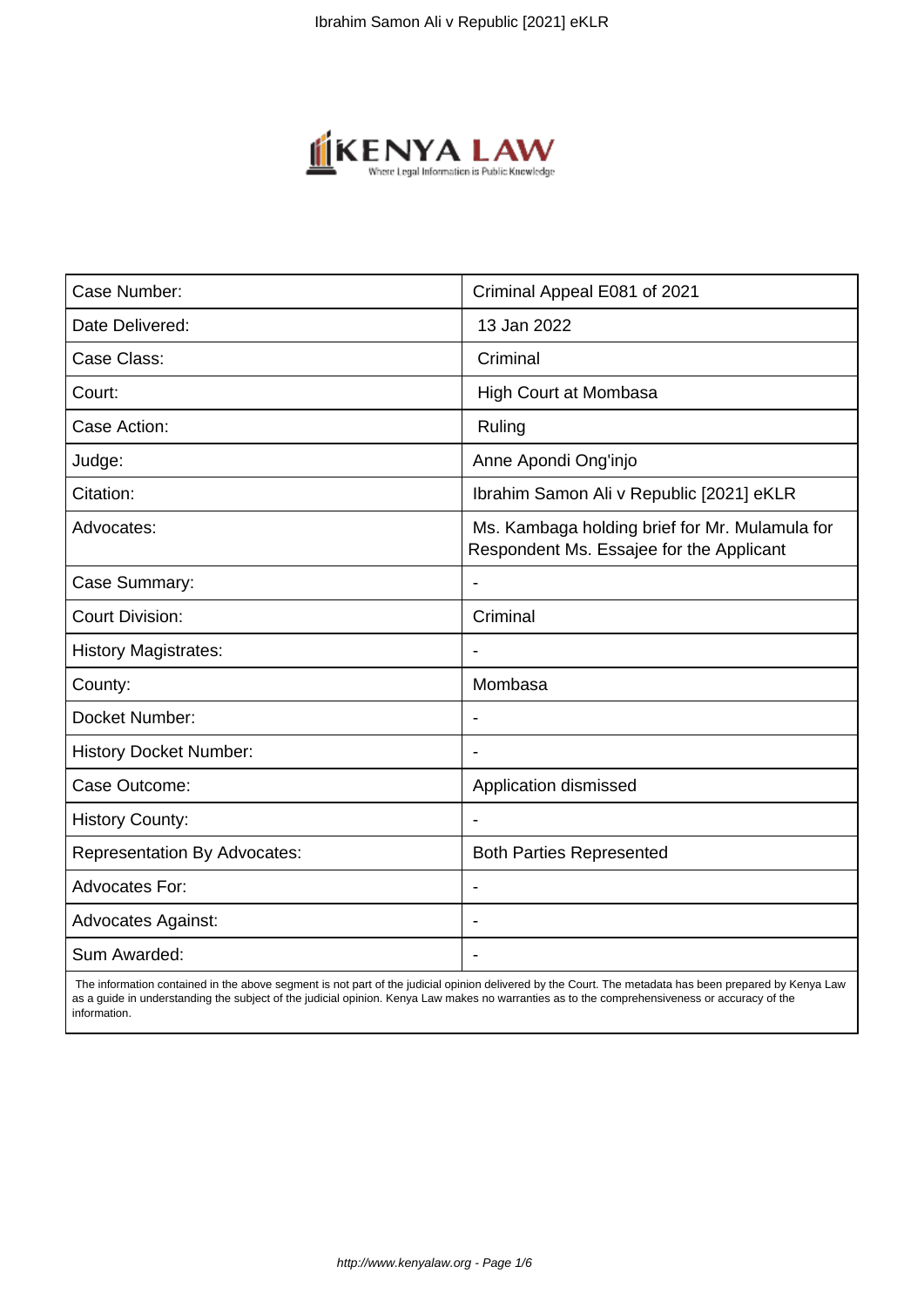| Case Number: | Criminal Appeal E081 of 2021 |
|---|---|
| Date Delivered: | 13 Jan 2022 |
| Case Class: | Criminal |
| Court: | High Court at Mombasa |
| Case Action: | Ruling |
| Judge: | Anne Apondi Ong'injo |
| Citation: | Ibrahim Samon Ali v Republic [2021] eKLR |
| Advocates: | Ms. Kambaga holding brief for Mr. Mulamula for Respondent Ms. Essajee for the Applicant |
| Case Summary: | - |
| Court Division: | Criminal |
| History Magistrates: | - |
| County: | Mombasa |
| Docket Number: | - |
| History Docket Number: | - |
| Case Outcome: | Application dismissed |
| History County: | - |
| Representation By Advocates: | Both Parties Represented |
| Advocates For: | - |
| Advocates Against: | - |
| Sum Awarded: | - |

The information contained in the above segment is not part of the judicial opinion delivered by the Court. The metadata has been prepared by Kenya Law as a guide in understanding the subject of the judicial opinion. Kenya Law makes no warranties as to the comprehensiveness or accuracy of the information.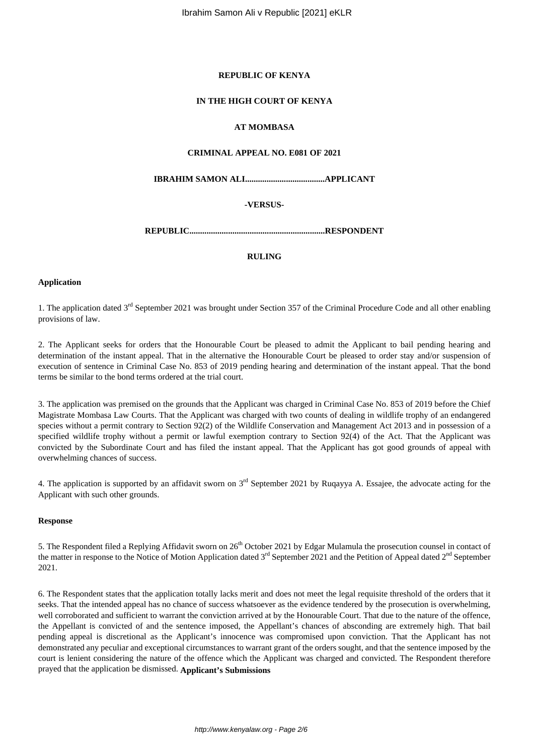**REPUBLIC OF KENYA**

**IN THE HIGH COURT OF KENYA**

**AT MOMBASA**

**CRIMINAL APPEAL NO. E081 OF 2021**

**IBRAHIM SAMON ALI.....................................APPLICANT**

**-VERSUS-**

**REPUBLIC...............................................................RESPONDENT**

**RULING**

**Application**

1. The application dated 3rd September 2021 was brought under Section 357 of the Criminal Procedure Code and all other enabling provisions of law.

2. The Applicant seeks for orders that the Honourable Court be pleased to admit the Applicant to bail pending hearing and determination of the instant appeal. That in the alternative the Honourable Court be pleased to order stay and/or suspension of execution of sentence in Criminal Case No. 853 of 2019 pending hearing and determination of the instant appeal. That the bond terms be similar to the bond terms ordered at the trial court.

3. The application was premised on the grounds that the Applicant was charged in Criminal Case No. 853 of 2019 before the Chief Magistrate Mombasa Law Courts. That the Applicant was charged with two counts of dealing in wildlife trophy of an endangered species without a permit contrary to Section 92(2) of the Wildlife Conservation and Management Act 2013 and in possession of a specified wildlife trophy without a permit or lawful exemption contrary to Section 92(4) of the Act. That the Applicant was convicted by the Subordinate Court and has filed the instant appeal. That the Applicant has got good grounds of appeal with overwhelming chances of success.

4. The application is supported by an affidavit sworn on 3rd September 2021 by Ruqayya A. Essajee, the advocate acting for the Applicant with such other grounds.

**Response**

5. The Respondent filed a Replying Affidavit sworn on 26th October 2021 by Edgar Mulamula the prosecution counsel in contact of the matter in response to the Notice of Motion Application dated 3rd September 2021 and the Petition of Appeal dated 2nd September 2021.

6. The Respondent states that the application totally lacks merit and does not meet the legal requisite threshold of the orders that it seeks. That the intended appeal has no chance of success whatsoever as the evidence tendered by the prosecution is overwhelming, well corroborated and sufficient to warrant the conviction arrived at by the Honourable Court. That due to the nature of the offence, the Appellant is convicted of and the sentence imposed, the Appellant's chances of absconding are extremely high. That bail pending appeal is discretional as the Applicant's innocence was compromised upon conviction. That the Applicant has not demonstrated any peculiar and exceptional circumstances to warrant grant of the orders sought, and that the sentence imposed by the court is lenient considering the nature of the offence which the Applicant was charged and convicted. The Respondent therefore prayed that the application be dismissed.

**Applicant's Submissions**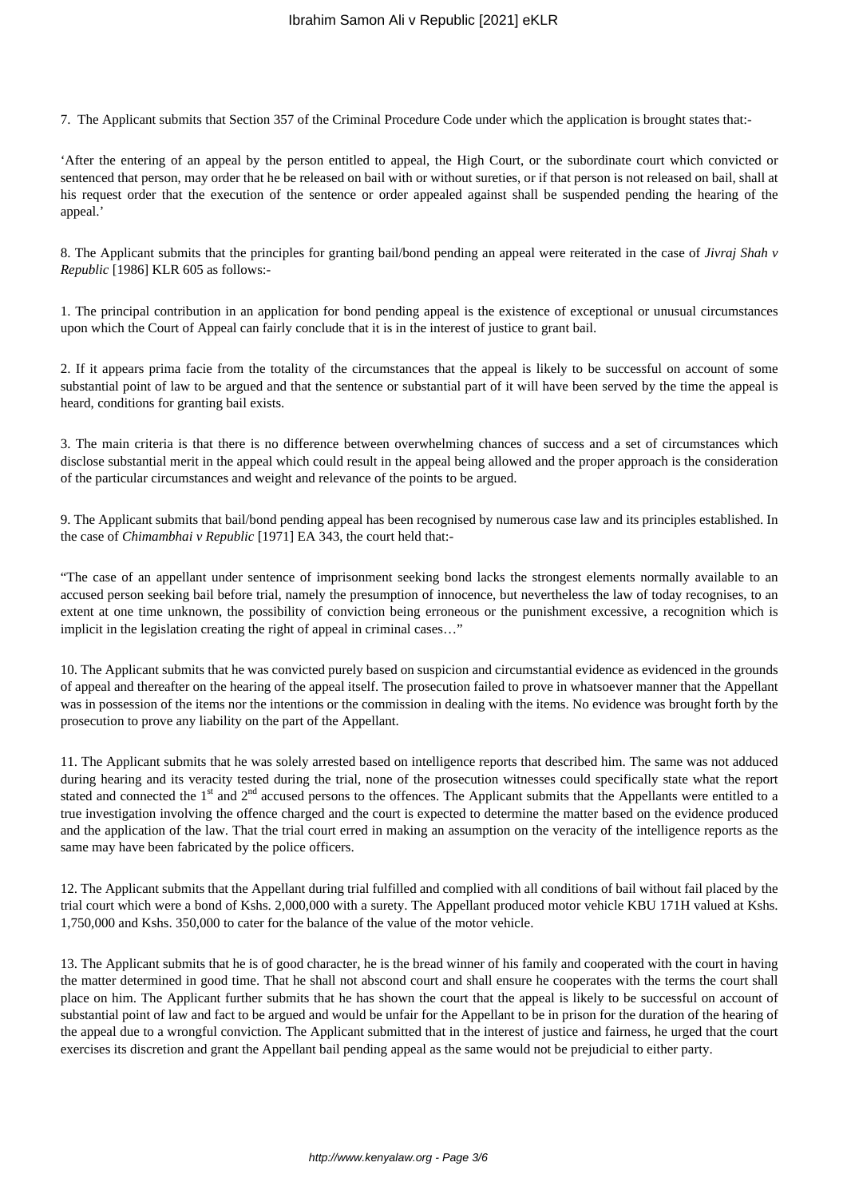7. The Applicant submits that Section 357 of the Criminal Procedure Code under which the application is brought states that:-

'After the entering of an appeal by the person entitled to appeal, the High Court, or the subordinate court which convicted or sentenced that person, may order that he be released on bail with or without sureties, or if that person is not released on bail, shall at his request order that the execution of the sentence or order appealed against shall be suspended pending the hearing of the appeal.'

8. The Applicant submits that the principles for granting bail/bond pending an appeal were reiterated in the case of *Jivraj Shah v Republic* [1986] KLR 605 as follows:-

1. The principal contribution in an application for bond pending appeal is the existence of exceptional or unusual circumstances upon which the Court of Appeal can fairly conclude that it is in the interest of justice to grant bail.

2. If it appears prima facie from the totality of the circumstances that the appeal is likely to be successful on account of some substantial point of law to be argued and that the sentence or substantial part of it will have been served by the time the appeal is heard, conditions for granting bail exists.

3. The main criteria is that there is no difference between overwhelming chances of success and a set of circumstances which disclose substantial merit in the appeal which could result in the appeal being allowed and the proper approach is the consideration of the particular circumstances and weight and relevance of the points to be argued.

9. The Applicant submits that bail/bond pending appeal has been recognised by numerous case law and its principles established. In the case of *Chimambhai v Republic* [1971] EA 343, the court held that:-

"The case of an appellant under sentence of imprisonment seeking bond lacks the strongest elements normally available to an accused person seeking bail before trial, namely the presumption of innocence, but nevertheless the law of today recognises, to an extent at one time unknown, the possibility of conviction being erroneous or the punishment excessive, a recognition which is implicit in the legislation creating the right of appeal in criminal cases…"

10. The Applicant submits that he was convicted purely based on suspicion and circumstantial evidence as evidenced in the grounds of appeal and thereafter on the hearing of the appeal itself. The prosecution failed to prove in whatsoever manner that the Appellant was in possession of the items nor the intentions or the commission in dealing with the items. No evidence was brought forth by the prosecution to prove any liability on the part of the Appellant.

11. The Applicant submits that he was solely arrested based on intelligence reports that described him. The same was not adduced during hearing and its veracity tested during the trial, none of the prosecution witnesses could specifically state what the report stated and connected the 1st and 2nd accused persons to the offences. The Applicant submits that the Appellants were entitled to a true investigation involving the offence charged and the court is expected to determine the matter based on the evidence produced and the application of the law. That the trial court erred in making an assumption on the veracity of the intelligence reports as the same may have been fabricated by the police officers.

12. The Applicant submits that the Appellant during trial fulfilled and complied with all conditions of bail without fail placed by the trial court which were a bond of Kshs. 2,000,000 with a surety. The Appellant produced motor vehicle KBU 171H valued at Kshs. 1,750,000 and Kshs. 350,000 to cater for the balance of the value of the motor vehicle.

13. The Applicant submits that he is of good character, he is the bread winner of his family and cooperated with the court in having the matter determined in good time. That he shall not abscond court and shall ensure he cooperates with the terms the court shall place on him. The Applicant further submits that he has shown the court that the appeal is likely to be successful on account of substantial point of law and fact to be argued and would be unfair for the Appellant to be in prison for the duration of the hearing of the appeal due to a wrongful conviction. The Applicant submitted that in the interest of justice and fairness, he urged that the court exercises its discretion and grant the Appellant bail pending appeal as the same would not be prejudicial to either party.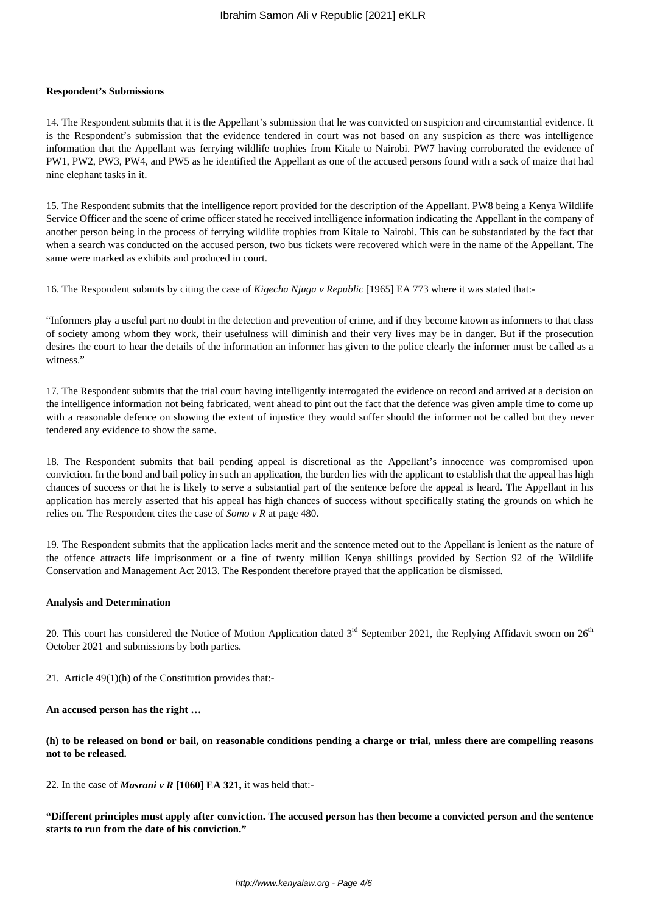**Respondent's Submissions**

14. The Respondent submits that it is the Appellant's submission that he was convicted on suspicion and circumstantial evidence. It is the Respondent's submission that the evidence tendered in court was not based on any suspicion as there was intelligence information that the Appellant was ferrying wildlife trophies from Kitale to Nairobi. PW7 having corroborated the evidence of PW1, PW2, PW3, PW4, and PW5 as he identified the Appellant as one of the accused persons found with a sack of maize that had nine elephant tasks in it.

15. The Respondent submits that the intelligence report provided for the description of the Appellant. PW8 being a Kenya Wildlife Service Officer and the scene of crime officer stated he received intelligence information indicating the Appellant in the company of another person being in the process of ferrying wildlife trophies from Kitale to Nairobi. This can be substantiated by the fact that when a search was conducted on the accused person, two bus tickets were recovered which were in the name of the Appellant. The same were marked as exhibits and produced in court.

16. The Respondent submits by citing the case of *Kigecha Njuga v Republic* [1965] EA 773 where it was stated that:-

"Informers play a useful part no doubt in the detection and prevention of crime, and if they become known as informers to that class of society among whom they work, their usefulness will diminish and their very lives may be in danger. But if the prosecution desires the court to hear the details of the information an informer has given to the police clearly the informer must be called as a witness."

17. The Respondent submits that the trial court having intelligently interrogated the evidence on record and arrived at a decision on the intelligence information not being fabricated, went ahead to pint out the fact that the defence was given ample time to come up with a reasonable defence on showing the extent of injustice they would suffer should the informer not be called but they never tendered any evidence to show the same.

18. The Respondent submits that bail pending appeal is discretional as the Appellant's innocence was compromised upon conviction. In the bond and bail policy in such an application, the burden lies with the applicant to establish that the appeal has high chances of success or that he is likely to serve a substantial part of the sentence before the appeal is heard. The Appellant in his application has merely asserted that his appeal has high chances of success without specifically stating the grounds on which he relies on. The Respondent cites the case of *Somo v R* at page 480.

19. The Respondent submits that the application lacks merit and the sentence meted out to the Appellant is lenient as the nature of the offence attracts life imprisonment or a fine of twenty million Kenya shillings provided by Section 92 of the Wildlife Conservation and Management Act 2013. The Respondent therefore prayed that the application be dismissed.

**Analysis and Determination**

20. This court has considered the Notice of Motion Application dated 3rd September 2021, the Replying Affidavit sworn on 26th October 2021 and submissions by both parties.

21. Article 49(1)(h) of the Constitution provides that:-

**An accused person has the right …**

**(h) to be released on bond or bail, on reasonable conditions pending a charge or trial, unless there are compelling reasons not to be released.**

22. In the case of ***Masrani v R* [1060] EA 321,** it was held that:-

**"Different principles must apply after conviction. The accused person has then become a convicted person and the sentence starts to run from the date of his conviction."**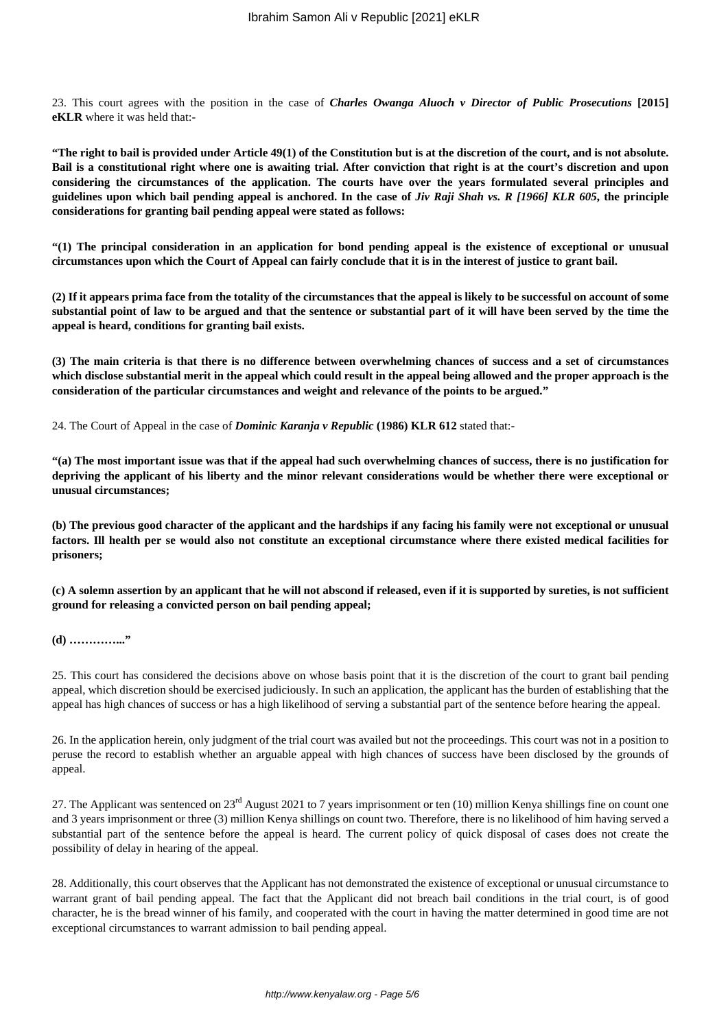23. This court agrees with the position in the case of ***Charles Owanga Aluoch v Director of Public Prosecutions*** **[2015] eKLR** where it was held that:-

**"The right to bail is provided under Article 49(1) of the Constitution but is at the discretion of the court, and is not absolute. Bail is a constitutional right where one is awaiting trial. After conviction that right is at the court's discretion and upon considering the circumstances of the application. The courts have over the years formulated several principles and guidelines upon which bail pending appeal is anchored. In the case of *Jiv Raji Shah vs. R [1966] KLR 605*, the principle considerations for granting bail pending appeal were stated as follows:**

**"(1) The principal consideration in an application for bond pending appeal is the existence of exceptional or unusual circumstances upon which the Court of Appeal can fairly conclude that it is in the interest of justice to grant bail.**

**(2) If it appears prima face from the totality of the circumstances that the appeal is likely to be successful on account of some substantial point of law to be argued and that the sentence or substantial part of it will have been served by the time the appeal is heard, conditions for granting bail exists.**

**(3) The main criteria is that there is no difference between overwhelming chances of success and a set of circumstances which disclose substantial merit in the appeal which could result in the appeal being allowed and the proper approach is the consideration of the particular circumstances and weight and relevance of the points to be argued."**

24. The Court of Appeal in the case of ***Dominic Karanja v Republic*** **(1986) KLR 612** stated that:-

**"(a) The most important issue was that if the appeal had such overwhelming chances of success, there is no justification for depriving the applicant of his liberty and the minor relevant considerations would be whether there were exceptional or unusual circumstances;**

**(b) The previous good character of the applicant and the hardships if any facing his family were not exceptional or unusual factors. Ill health per se would also not constitute an exceptional circumstance where there existed medical facilities for prisoners;**

**(c) A solemn assertion by an applicant that he will not abscond if released, even if it is supported by sureties, is not sufficient ground for releasing a convicted person on bail pending appeal;**

**(d) …………..."**

25. This court has considered the decisions above on whose basis point that it is the discretion of the court to grant bail pending appeal, which discretion should be exercised judiciously. In such an application, the applicant has the burden of establishing that the appeal has high chances of success or has a high likelihood of serving a substantial part of the sentence before hearing the appeal.

26. In the application herein, only judgment of the trial court was availed but not the proceedings. This court was not in a position to peruse the record to establish whether an arguable appeal with high chances of success have been disclosed by the grounds of appeal.

27. The Applicant was sentenced on 23rd August 2021 to 7 years imprisonment or ten (10) million Kenya shillings fine on count one and 3 years imprisonment or three (3) million Kenya shillings on count two. Therefore, there is no likelihood of him having served a substantial part of the sentence before the appeal is heard. The current policy of quick disposal of cases does not create the possibility of delay in hearing of the appeal.

28. Additionally, this court observes that the Applicant has not demonstrated the existence of exceptional or unusual circumstance to warrant grant of bail pending appeal. The fact that the Applicant did not breach bail conditions in the trial court, is of good character, he is the bread winner of his family, and cooperated with the court in having the matter determined in good time are not exceptional circumstances to warrant admission to bail pending appeal.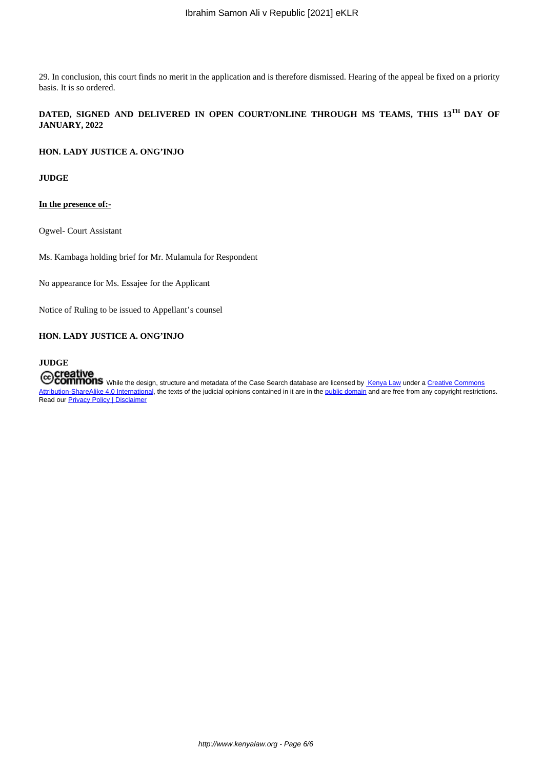29. In conclusion, this court finds no merit in the application and is therefore dismissed. Hearing of the appeal be fixed on a priority basis. It is so ordered.

**DATED, SIGNED AND DELIVERED IN OPEN COURT/ONLINE THROUGH MS TEAMS, THIS 13TH DAY OF JANUARY, 2022**

**HON. LADY JUSTICE A. ONG'INJO**

**JUDGE**

**In the presence of:-**

Ogwel- Court Assistant

Ms. Kambaga holding brief for Mr. Mulamula for Respondent

No appearance for Ms. Essajee for the Applicant

Notice of Ruling to be issued to Appellant's counsel

**HON. LADY JUSTICE A. ONG'INJO**

**JUDGE**

While the design, structure and metadata of the Case Search database are licensed by Kenya Law under a Creative Commons Attribution-ShareAlike 4.0 International, the texts of the judicial opinions contained in it are in the public domain and are free from any copyright restrictions. Read our Privacy Policy | Disclaimer